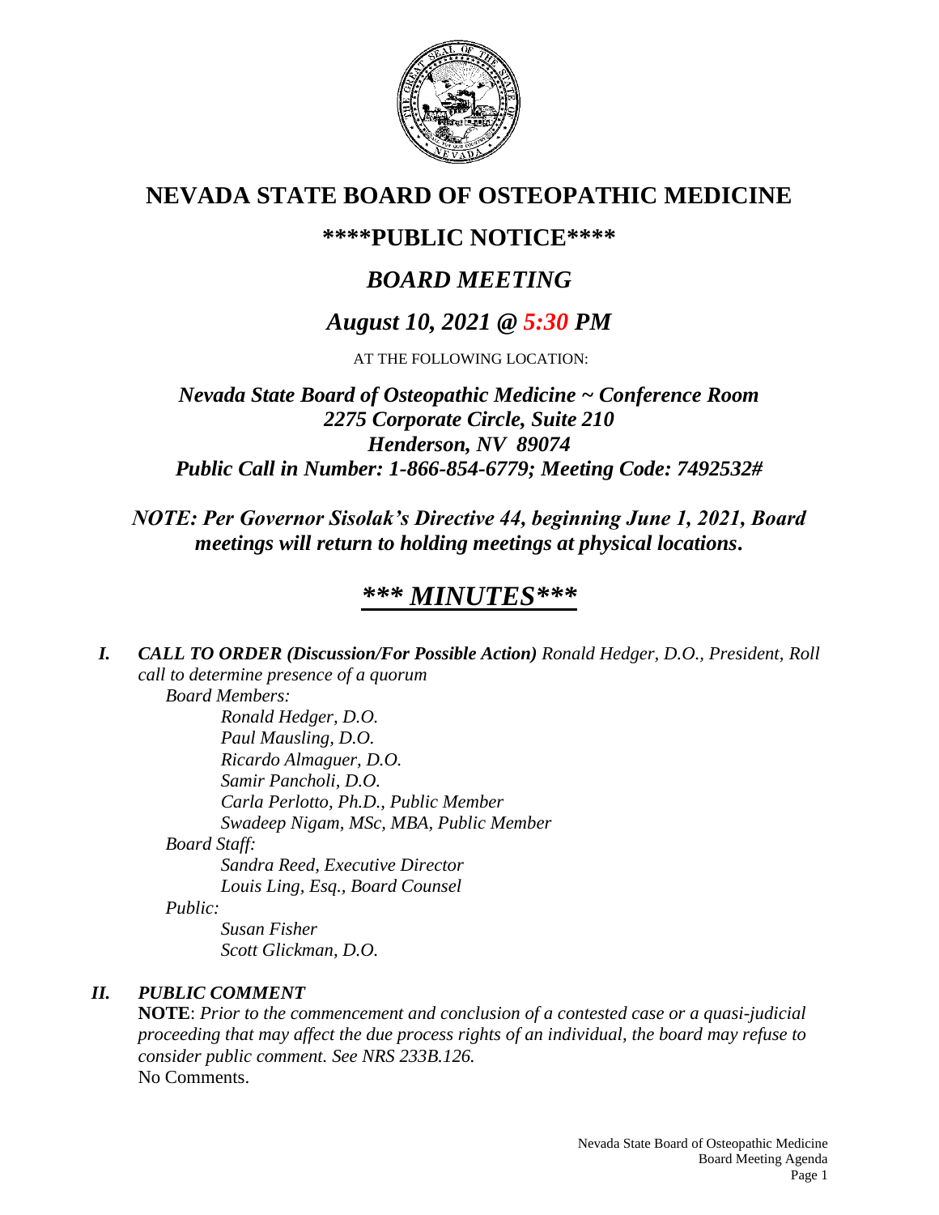# NEVADA STATE BOARD OF OSTEOPATHIC MEDICINE

## \*\*\*\*PUBLIC NOTICE\*\*\*\*

## *BOARD MEETING*

## *August 10, 2021 @ 5:30 PM*

AT THE FOLLOWING LOCATION:

***Nevada State Board of Osteopathic Medicine ~ Conference Room***
***2275 Corporate Circle, Suite 210***
***Henderson, NV 89074***
***Public Call in Number: 1-866-854-6779; Meeting Code: 7492532#***

***NOTE: Per Governor Sisolak's Directive 44, beginning June 1, 2021, Board meetings will return to holding meetings at physical locations.***

## ***\*\*\* MINUTES\*\*\****

***I. CALL TO ORDER (Discussion/For Possible Action)*** *Ronald Hedger, D.O., President, Roll call to determine presence of a quorum*

*Board Members:*

*Ronald Hedger, D.O.*
*Paul Mausling, D.O.*
*Ricardo Almaguer, D.O.*
*Samir Pancholi, D.O.*
*Carla Perlotto, Ph.D., Public Member*
*Swadeep Nigam, MSc, MBA, Public Member*

*Board Staff:*

*Sandra Reed, Executive Director*
*Louis Ling, Esq., Board Counsel*

*Public:*

*Susan Fisher*
*Scott Glickman, D.O.*

***II. PUBLIC COMMENT***

**NOTE**: *Prior to the commencement and conclusion of a contested case or a quasi-judicial proceeding that may affect the due process rights of an individual, the board may refuse to consider public comment. See NRS 233B.126.*

No Comments.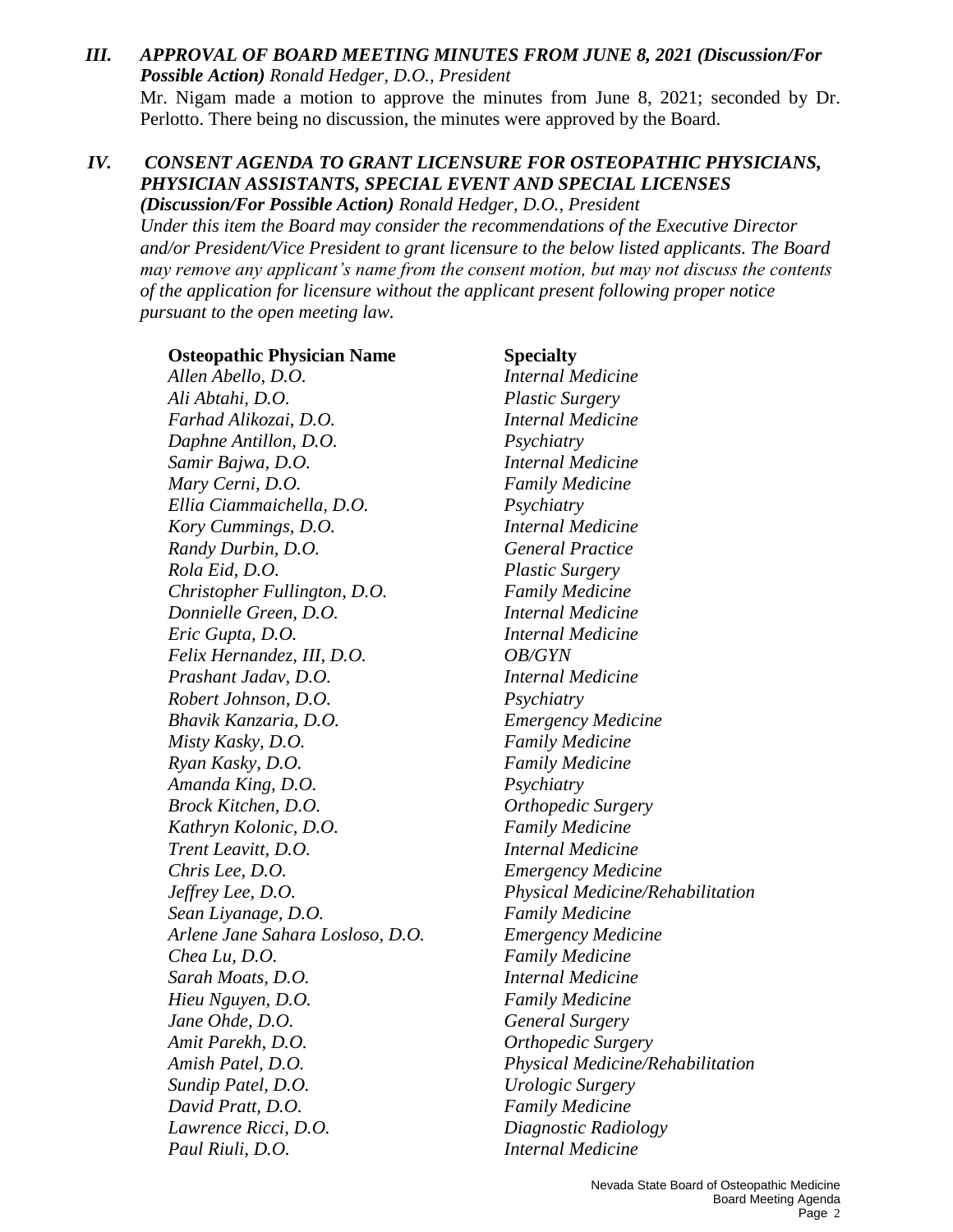### *III. APPROVAL OF BOARD MEETING MINUTES FROM JUNE 8, 2021 (Discussion/For Possible Action) Ronald Hedger, D.O., President*

Mr. Nigam made a motion to approve the minutes from June 8, 2021; seconded by Dr. Perlotto. There being no discussion, the minutes were approved by the Board.

### *IV. CONSENT AGENDA TO GRANT LICENSURE FOR OSTEOPATHIC PHYSICIANS, PHYSICIAN ASSISTANTS, SPECIAL EVENT AND SPECIAL LICENSES (Discussion/For Possible Action) Ronald Hedger, D.O., President*

*Under this item the Board may consider the recommendations of the Executive Director and/or President/Vice President to grant licensure to the below listed applicants. The Board may remove any applicant's name from the consent motion, but may not discuss the contents of the application for licensure without the applicant present following proper notice pursuant to the open meeting law.*

| **Osteopathic Physician Name** | **Specialty** |
|---|---|
| *Allen Abello, D.O.* | *Internal Medicine* |
| *Ali Abtahi, D.O.* | *Plastic Surgery* |
| *Farhad Alikozai, D.O.* | *Internal Medicine* |
| *Daphne Antillon, D.O.* | *Psychiatry* |
| *Samir Bajwa, D.O.* | *Internal Medicine* |
| *Mary Cerni, D.O.* | *Family Medicine* |
| *Ellia Ciammaichella, D.O.* | *Psychiatry* |
| *Kory Cummings, D.O.* | *Internal Medicine* |
| *Randy Durbin, D.O.* | *General Practice* |
| *Rola Eid, D.O.* | *Plastic Surgery* |
| *Christopher Fullington, D.O.* | *Family Medicine* |
| *Donnielle Green, D.O.* | *Internal Medicine* |
| *Eric Gupta, D.O.* | *Internal Medicine* |
| *Felix Hernandez, III, D.O.* | *OB/GYN* |
| *Prashant Jadav, D.O.* | *Internal Medicine* |
| *Robert Johnson, D.O.* | *Psychiatry* |
| *Bhavik Kanzaria, D.O.* | *Emergency Medicine* |
| *Misty Kasky, D.O.* | *Family Medicine* |
| *Ryan Kasky, D.O.* | *Family Medicine* |
| *Amanda King, D.O.* | *Psychiatry* |
| *Brock Kitchen, D.O.* | *Orthopedic Surgery* |
| *Kathryn Kolonic, D.O.* | *Family Medicine* |
| *Trent Leavitt, D.O.* | *Internal Medicine* |
| *Chris Lee, D.O.* | *Emergency Medicine* |
| *Jeffrey Lee, D.O.* | *Physical Medicine/Rehabilitation* |
| *Sean Liyanage, D.O.* | *Family Medicine* |
| *Arlene Jane Sahara Losloso, D.O.* | *Emergency Medicine* |
| *Chea Lu, D.O.* | *Family Medicine* |
| *Sarah Moats, D.O.* | *Internal Medicine* |
| *Hieu Nguyen, D.O.* | *Family Medicine* |
| *Jane Ohde, D.O.* | *General Surgery* |
| *Amit Parekh, D.O.* | *Orthopedic Surgery* |
| *Amish Patel, D.O.* | *Physical Medicine/Rehabilitation* |
| *Sundip Patel, D.O.* | *Urologic Surgery* |
| *David Pratt, D.O.* | *Family Medicine* |
| *Lawrence Ricci, D.O.* | *Diagnostic Radiology* |
| *Paul Riuli, D.O.* | *Internal Medicine* |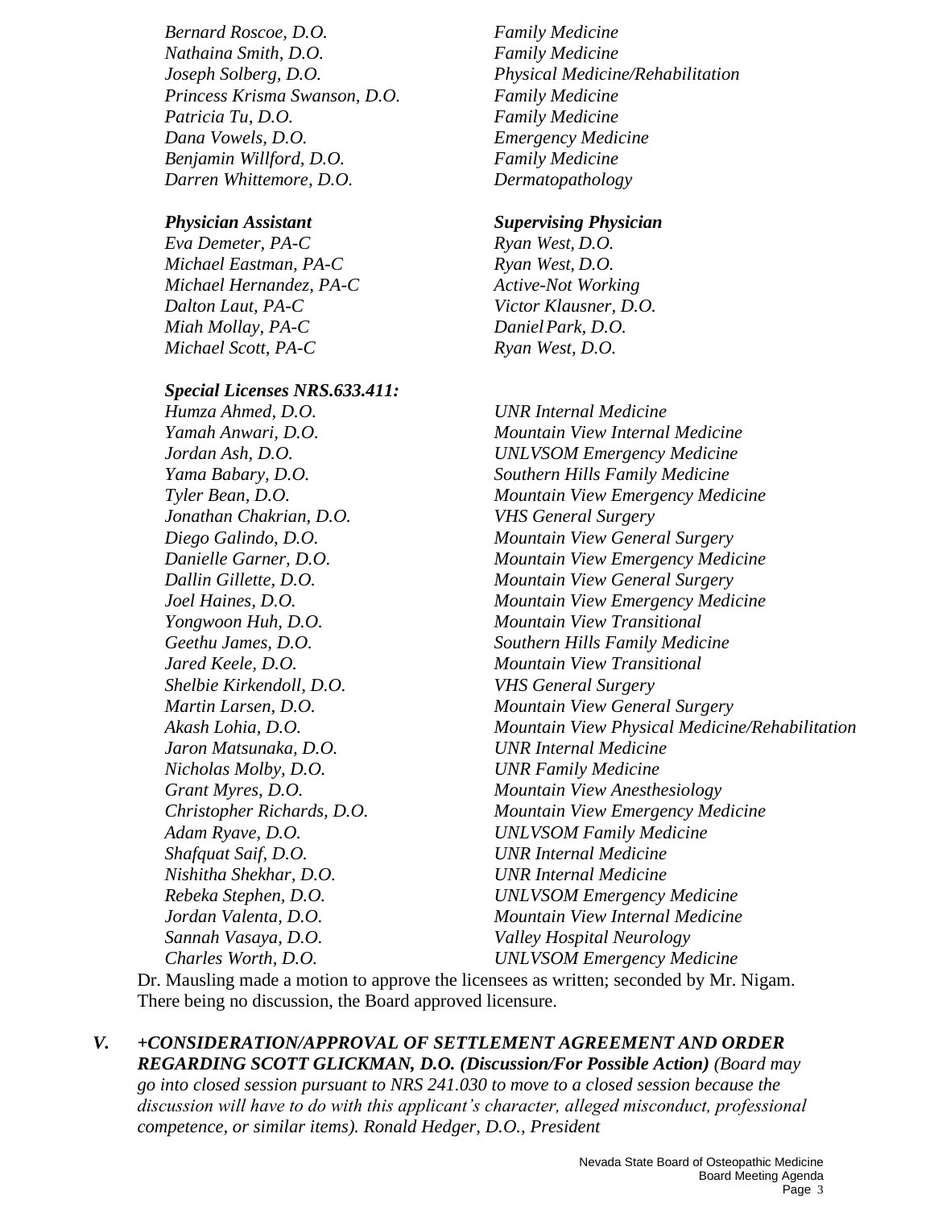| | |
|---|---|
| *Bernard Roscoe, D.O.* | *Family Medicine* |
| *Nathaina Smith, D.O.* | *Family Medicine* |
| *Joseph Solberg, D.O.* | *Physical Medicine/Rehabilitation* |
| *Princess Krisma Swanson, D.O.* | *Family Medicine* |
| *Patricia Tu, D.O.* | *Family Medicine* |
| *Dana Vowels, D.O.* | *Emergency Medicine* |
| *Benjamin Willford, D.O.* | *Family Medicine* |
| *Darren Whittemore, D.O.* | *Dermatopathology* |

| ***Physician Assistant*** | ***Supervising Physician*** |
|---|---|
| *Eva Demeter, PA-C* | *Ryan West, D.O.* |
| *Michael Eastman, PA-C* | *Ryan West, D.O.* |
| *Michael Hernandez, PA-C* | *Active-Not Working* |
| *Dalton Laut, PA-C* | *Victor Klausner, D.O.* |
| *Miah Mollay, PA-C* | *Daniel Park, D.O.* |
| *Michael Scott, PA-C* | *Ryan West, D.O.* |

***Special Licenses NRS.633.411:***

| | |
|---|---|
| *Humza Ahmed, D.O.* | *UNR Internal Medicine* |
| *Yamah Anwari, D.O.* | *Mountain View Internal Medicine* |
| *Jordan Ash, D.O.* | *UNLVSOM Emergency Medicine* |
| *Yama Babary, D.O.* | *Southern Hills Family Medicine* |
| *Tyler Bean, D.O.* | *Mountain View Emergency Medicine* |
| *Jonathan Chakrian, D.O.* | *VHS General Surgery* |
| *Diego Galindo, D.O.* | *Mountain View General Surgery* |
| *Danielle Garner, D.O.* | *Mountain View Emergency Medicine* |
| *Dallin Gillette, D.O.* | *Mountain View General Surgery* |
| *Joel Haines, D.O.* | *Mountain View Emergency Medicine* |
| *Yongwoon Huh, D.O.* | *Mountain View Transitional* |
| *Geethu James, D.O.* | *Southern Hills Family Medicine* |
| *Jared Keele, D.O.* | *Mountain View Transitional* |
| *Shelbie Kirkendoll, D.O.* | *VHS General Surgery* |
| *Martin Larsen, D.O.* | *Mountain View General Surgery* |
| *Akash Lohia, D.O.* | *Mountain View Physical Medicine/Rehabilitation* |
| *Jaron Matsunaka, D.O.* | *UNR Internal Medicine* |
| *Nicholas Molby, D.O.* | *UNR Family Medicine* |
| *Grant Myres, D.O.* | *Mountain View Anesthesiology* |
| *Christopher Richards, D.O.* | *Mountain View Emergency Medicine* |
| *Adam Ryave, D.O.* | *UNLVSOM Family Medicine* |
| *Shafquat Saif, D.O.* | *UNR Internal Medicine* |
| *Nishitha Shekhar, D.O.* | *UNR Internal Medicine* |
| *Rebeka Stephen, D.O.* | *UNLVSOM Emergency Medicine* |
| *Jordan Valenta, D.O.* | *Mountain View Internal Medicine* |
| *Sannah Vasaya, D.O.* | *Valley Hospital Neurology* |
| *Charles Worth, D.O.* | *UNLVSOM Emergency Medicine* |

Dr. Mausling made a motion to approve the licensees as written; seconded by Mr. Nigam. There being no discussion, the Board approved licensure.

***V. +CONSIDERATION/APPROVAL OF SETTLEMENT AGREEMENT AND ORDER REGARDING SCOTT GLICKMAN, D.O. (Discussion/For Possible Action)*** *(Board may go into closed session pursuant to NRS 241.030 to move to a closed session because the discussion will have to do with this applicant's character, alleged misconduct, professional competence, or similar items). Ronald Hedger, D.O., President*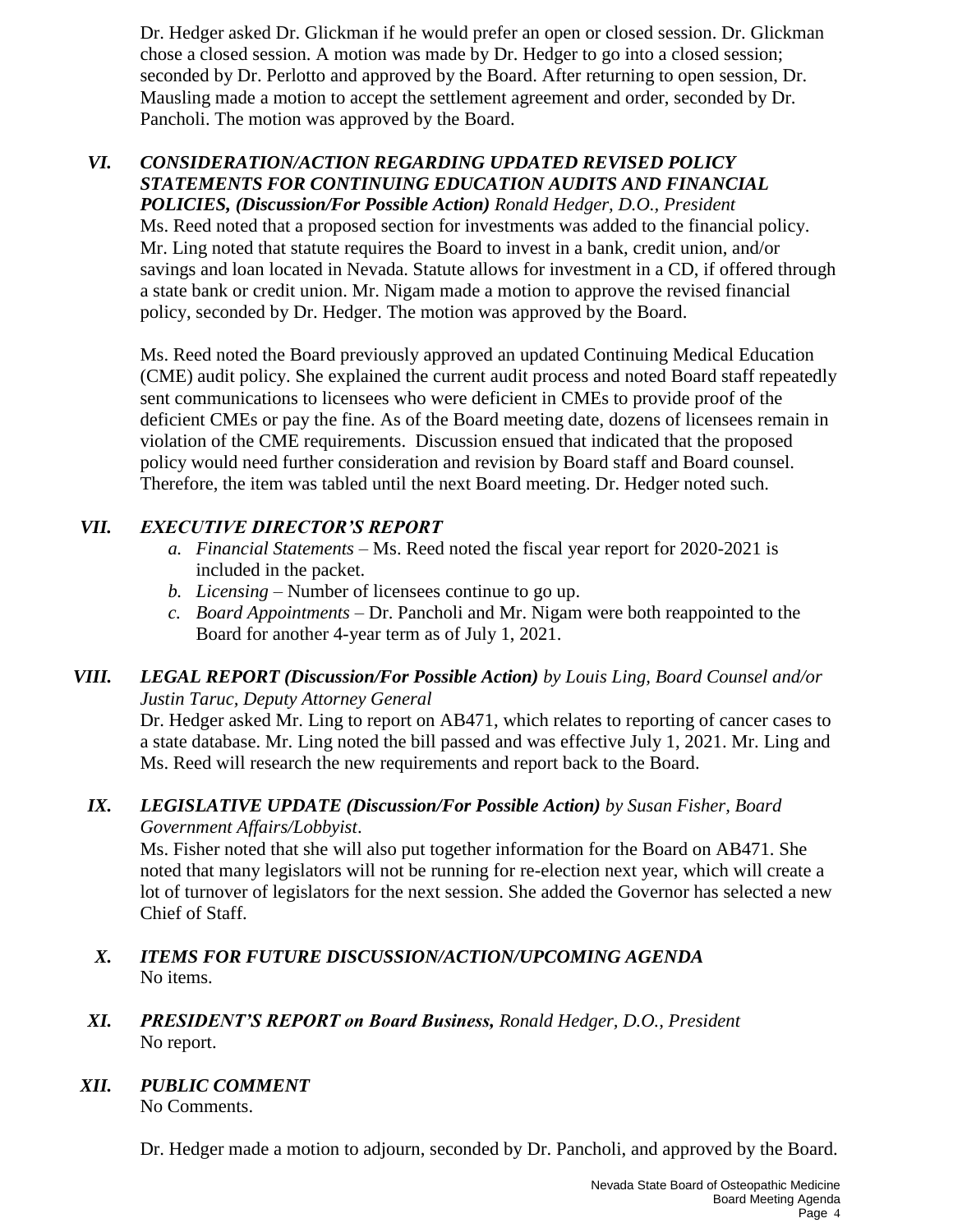Dr. Hedger asked Dr. Glickman if he would prefer an open or closed session. Dr. Glickman chose a closed session. A motion was made by Dr. Hedger to go into a closed session; seconded by Dr. Perlotto and approved by the Board. After returning to open session, Dr. Mausling made a motion to accept the settlement agreement and order, seconded by Dr. Pancholi. The motion was approved by the Board.

**VI. *CONSIDERATION/ACTION REGARDING UPDATED REVISED POLICY STATEMENTS FOR CONTINUING EDUCATION AUDITS AND FINANCIAL POLICIES, (Discussion/For Possible Action)*** *Ronald Hedger, D.O., President*

Ms. Reed noted that a proposed section for investments was added to the financial policy. Mr. Ling noted that statute requires the Board to invest in a bank, credit union, and/or savings and loan located in Nevada. Statute allows for investment in a CD, if offered through a state bank or credit union. Mr. Nigam made a motion to approve the revised financial policy, seconded by Dr. Hedger. The motion was approved by the Board.

Ms. Reed noted the Board previously approved an updated Continuing Medical Education (CME) audit policy. She explained the current audit process and noted Board staff repeatedly sent communications to licensees who were deficient in CMEs to provide proof of the deficient CMEs or pay the fine. As of the Board meeting date, dozens of licensees remain in violation of the CME requirements. Discussion ensued that indicated that the proposed policy would need further consideration and revision by Board staff and Board counsel. Therefore, the item was tabled until the next Board meeting. Dr. Hedger noted such.

**VII. *EXECUTIVE DIRECTOR'S REPORT***

- *a. Financial Statements* – Ms. Reed noted the fiscal year report for 2020-2021 is included in the packet.
- *b. Licensing* – Number of licensees continue to go up.
- *c. Board Appointments* – Dr. Pancholi and Mr. Nigam were both reappointed to the Board for another 4-year term as of July 1, 2021.

**VIII. *LEGAL REPORT (Discussion/For Possible Action)*** *by Louis Ling, Board Counsel and/or Justin Taruc, Deputy Attorney General*

Dr. Hedger asked Mr. Ling to report on AB471, which relates to reporting of cancer cases to a state database. Mr. Ling noted the bill passed and was effective July 1, 2021. Mr. Ling and Ms. Reed will research the new requirements and report back to the Board.

**IX. *LEGISLATIVE UPDATE (Discussion/For Possible Action)*** *by Susan Fisher, Board Government Affairs/Lobbyist*.

Ms. Fisher noted that she will also put together information for the Board on AB471. She noted that many legislators will not be running for re-election next year, which will create a lot of turnover of legislators for the next session. She added the Governor has selected a new Chief of Staff.

**X. *ITEMS FOR FUTURE DISCUSSION/ACTION/UPCOMING AGENDA***

No items.

**XI. *PRESIDENT'S REPORT on Board Business,*** *Ronald Hedger, D.O., President*

No report.

**XII. *PUBLIC COMMENT***

No Comments.

Dr. Hedger made a motion to adjourn, seconded by Dr. Pancholi, and approved by the Board.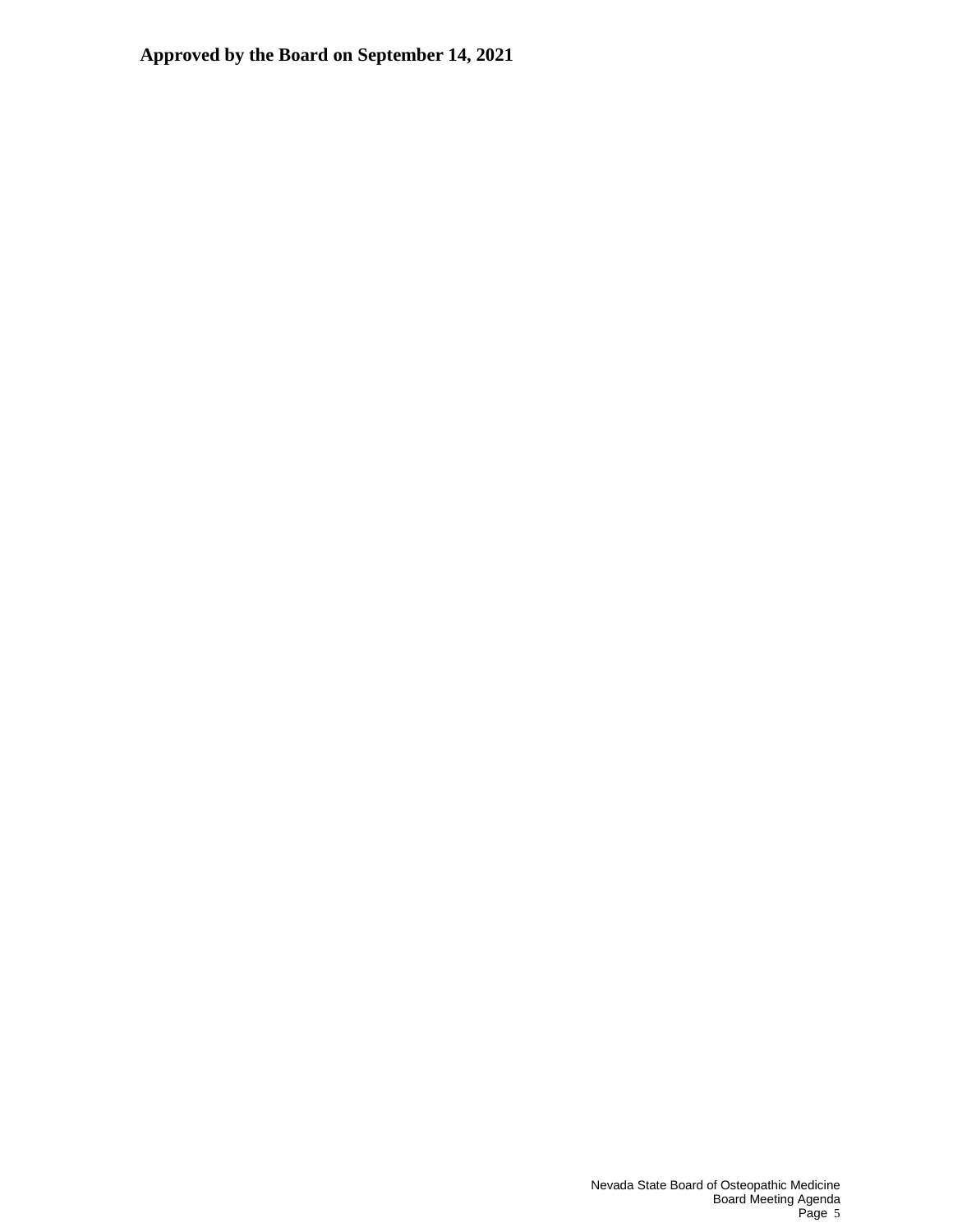**Approved by the Board on September 14, 2021**